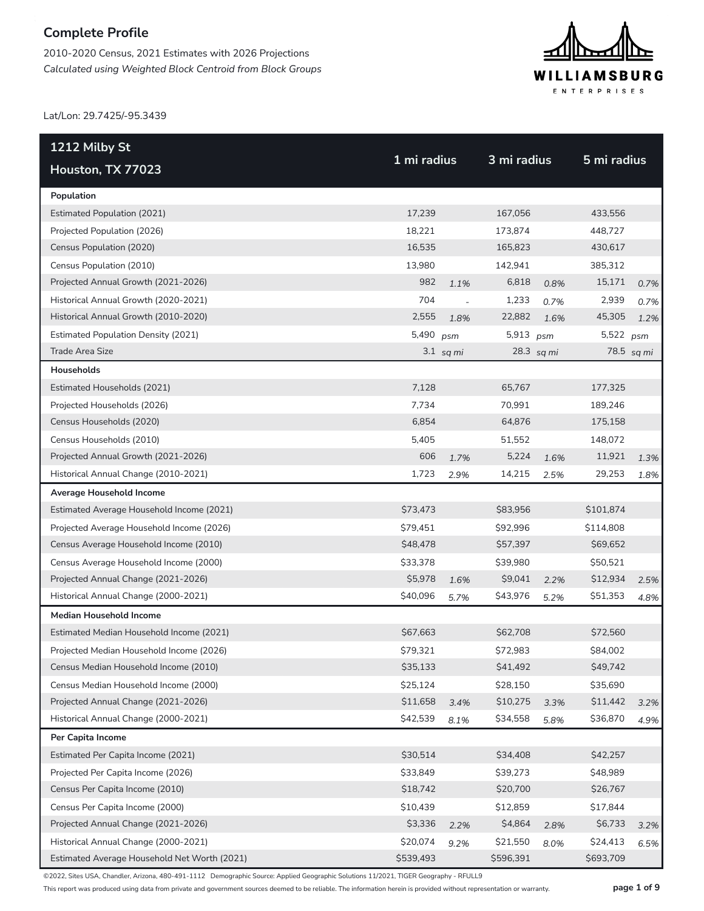# Complete Profile

2010-2020 Census, 2021 Estimates with 2026 Projections

*Calculated using Weighted Block Centroid from Block Groups*

WILLIAMSBURG ENTERPRISES

Lat/Lon: 29.7425/-95.3439

| 1212 Milby St Houston, TX 77023 | 1 mi radius | | 3 mi radius | | 5 mi radius | |
|---|---|---|---|---|---|---|
| **Population** | | | | | | |
| Estimated Population (2021) | 17,239 | | 167,056 | | 433,556 | |
| Projected Population (2026) | 18,221 | | 173,874 | | 448,727 | |
| Census Population (2020) | 16,535 | | 165,823 | | 430,617 | |
| Census Population (2010) | 13,980 | | 142,941 | | 385,312 | |
| Projected Annual Growth (2021-2026) | 982 | *1.1%* | 6,818 | *0.8%* | 15,171 | *0.7%* |
| Historical Annual Growth (2020-2021) | 704 | - | 1,233 | *0.7%* | 2,939 | *0.7%* |
| Historical Annual Growth (2010-2020) | 2,555 | *1.8%* | 22,882 | *1.6%* | 45,305 | *1.2%* |
| Estimated Population Density (2021) | 5,490 | *psm* | 5,913 | *psm* | 5,522 | *psm* |
| Trade Area Size | 3.1 | *sq mi* | 28.3 | *sq mi* | 78.5 | *sq mi* |
| **Households** | | | | | | |
| Estimated Households (2021) | 7,128 | | 65,767 | | 177,325 | |
| Projected Households (2026) | 7,734 | | 70,991 | | 189,246 | |
| Census Households (2020) | 6,854 | | 64,876 | | 175,158 | |
| Census Households (2010) | 5,405 | | 51,552 | | 148,072 | |
| Projected Annual Growth (2021-2026) | 606 | *1.7%* | 5,224 | *1.6%* | 11,921 | *1.3%* |
| Historical Annual Change (2010-2021) | 1,723 | *2.9%* | 14,215 | *2.5%* | 29,253 | *1.8%* |
| **Average Household Income** | | | | | | |
| Estimated Average Household Income (2021) | $73,473 | | $83,956 | | $101,874 | |
| Projected Average Household Income (2026) | $79,451 | | $92,996 | | $114,808 | |
| Census Average Household Income (2010) | $48,478 | | $57,397 | | $69,652 | |
| Census Average Household Income (2000) | $33,378 | | $39,980 | | $50,521 | |
| Projected Annual Change (2021-2026) | $5,978 | *1.6%* | $9,041 | *2.2%* | $12,934 | *2.5%* |
| Historical Annual Change (2000-2021) | $40,096 | *5.7%* | $43,976 | *5.2%* | $51,353 | *4.8%* |
| **Median Household Income** | | | | | | |
| Estimated Median Household Income (2021) | $67,663 | | $62,708 | | $72,560 | |
| Projected Median Household Income (2026) | $79,321 | | $72,983 | | $84,002 | |
| Census Median Household Income (2010) | $35,133 | | $41,492 | | $49,742 | |
| Census Median Household Income (2000) | $25,124 | | $28,150 | | $35,690 | |
| Projected Annual Change (2021-2026) | $11,658 | *3.4%* | $10,275 | *3.3%* | $11,442 | *3.2%* |
| Historical Annual Change (2000-2021) | $42,539 | *8.1%* | $34,558 | *5.8%* | $36,870 | *4.9%* |
| **Per Capita Income** | | | | | | |
| Estimated Per Capita Income (2021) | $30,514 | | $34,408 | | $42,257 | |
| Projected Per Capita Income (2026) | $33,849 | | $39,273 | | $48,989 | |
| Census Per Capita Income (2010) | $18,742 | | $20,700 | | $26,767 | |
| Census Per Capita Income (2000) | $10,439 | | $12,859 | | $17,844 | |
| Projected Annual Change (2021-2026) | $3,336 | *2.2%* | $4,864 | *2.8%* | $6,733 | *3.2%* |
| Historical Annual Change (2000-2021) | $20,074 | *9.2%* | $21,550 | *8.0%* | $24,413 | *6.5%* |
| Estimated Average Household Net Worth (2021) | $539,493 | | $596,391 | | $693,709 | |

©2022, Sites USA, Chandler, Arizona, 480-491-1112 Demographic Source: Applied Geographic Solutions 11/2021, TIGER Geography - RFULL9

This report was produced using data from private and government sources deemed to be reliable. The information herein is provided without representation or warranty.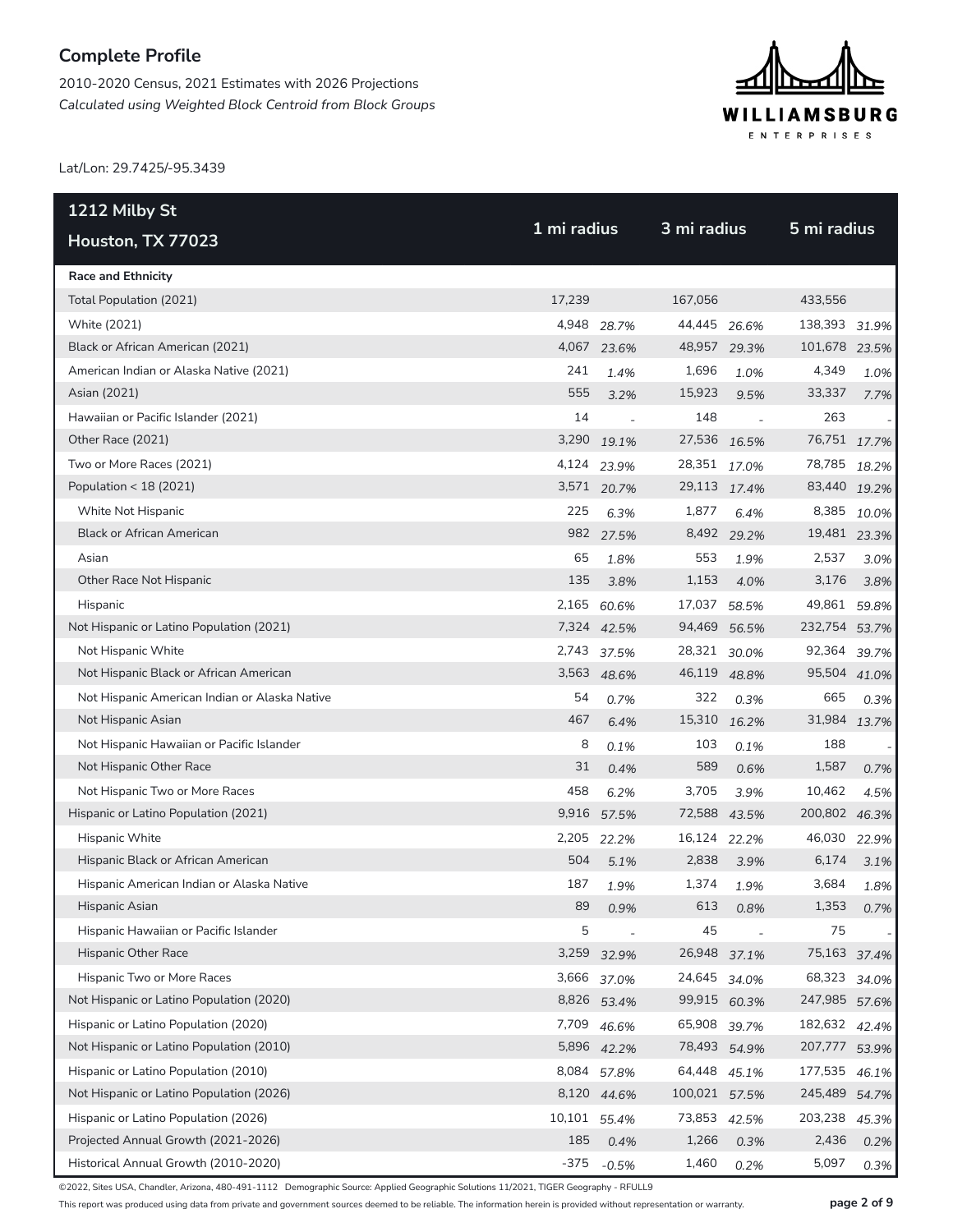## Complete Profile

2010-2020 Census, 2021 Estimates with 2026 Projections
*Calculated using Weighted Block Centroid from Block Groups*

Lat/Lon: 29.7425/-95.3439

| 1212 Milby St Houston, TX 77023 | 1 mi radius | | 3 mi radius | | 5 mi radius | |
|---|---|---|---|---|---|---|
| **Race and Ethnicity** | | | | | | |
| Total Population (2021) | 17,239 | | 167,056 | | 433,556 | |
| White (2021) | 4,948 | 28.7% | 44,445 | 26.6% | 138,393 | 31.9% |
| Black or African American (2021) | 4,067 | 23.6% | 48,957 | 29.3% | 101,678 | 23.5% |
| American Indian or Alaska Native (2021) | 241 | 1.4% | 1,696 | 1.0% | 4,349 | 1.0% |
| Asian (2021) | 555 | 3.2% | 15,923 | 9.5% | 33,337 | 7.7% |
| Hawaiian or Pacific Islander (2021) | 14 | - | 148 | - | 263 | - |
| Other Race (2021) | 3,290 | 19.1% | 27,536 | 16.5% | 76,751 | 17.7% |
| Two or More Races (2021) | 4,124 | 23.9% | 28,351 | 17.0% | 78,785 | 18.2% |
| Population < 18 (2021) | 3,571 | 20.7% | 29,113 | 17.4% | 83,440 | 19.2% |
| White Not Hispanic | 225 | 6.3% | 1,877 | 6.4% | 8,385 | 10.0% |
| Black or African American | 982 | 27.5% | 8,492 | 29.2% | 19,481 | 23.3% |
| Asian | 65 | 1.8% | 553 | 1.9% | 2,537 | 3.0% |
| Other Race Not Hispanic | 135 | 3.8% | 1,153 | 4.0% | 3,176 | 3.8% |
| Hispanic | 2,165 | 60.6% | 17,037 | 58.5% | 49,861 | 59.8% |
| Not Hispanic or Latino Population (2021) | 7,324 | 42.5% | 94,469 | 56.5% | 232,754 | 53.7% |
| Not Hispanic White | 2,743 | 37.5% | 28,321 | 30.0% | 92,364 | 39.7% |
| Not Hispanic Black or African American | 3,563 | 48.6% | 46,119 | 48.8% | 95,504 | 41.0% |
| Not Hispanic American Indian or Alaska Native | 54 | 0.7% | 322 | 0.3% | 665 | 0.3% |
| Not Hispanic Asian | 467 | 6.4% | 15,310 | 16.2% | 31,984 | 13.7% |
| Not Hispanic Hawaiian or Pacific Islander | 8 | 0.1% | 103 | 0.1% | 188 | - |
| Not Hispanic Other Race | 31 | 0.4% | 589 | 0.6% | 1,587 | 0.7% |
| Not Hispanic Two or More Races | 458 | 6.2% | 3,705 | 3.9% | 10,462 | 4.5% |
| Hispanic or Latino Population (2021) | 9,916 | 57.5% | 72,588 | 43.5% | 200,802 | 46.3% |
| Hispanic White | 2,205 | 22.2% | 16,124 | 22.2% | 46,030 | 22.9% |
| Hispanic Black or African American | 504 | 5.1% | 2,838 | 3.9% | 6,174 | 3.1% |
| Hispanic American Indian or Alaska Native | 187 | 1.9% | 1,374 | 1.9% | 3,684 | 1.8% |
| Hispanic Asian | 89 | 0.9% | 613 | 0.8% | 1,353 | 0.7% |
| Hispanic Hawaiian or Pacific Islander | 5 | - | 45 | - | 75 | - |
| Hispanic Other Race | 3,259 | 32.9% | 26,948 | 37.1% | 75,163 | 37.4% |
| Hispanic Two or More Races | 3,666 | 37.0% | 24,645 | 34.0% | 68,323 | 34.0% |
| Not Hispanic or Latino Population (2020) | 8,826 | 53.4% | 99,915 | 60.3% | 247,985 | 57.6% |
| Hispanic or Latino Population (2020) | 7,709 | 46.6% | 65,908 | 39.7% | 182,632 | 42.4% |
| Not Hispanic or Latino Population (2010) | 5,896 | 42.2% | 78,493 | 54.9% | 207,777 | 53.9% |
| Hispanic or Latino Population (2010) | 8,084 | 57.8% | 64,448 | 45.1% | 177,535 | 46.1% |
| Not Hispanic or Latino Population (2026) | 8,120 | 44.6% | 100,021 | 57.5% | 245,489 | 54.7% |
| Hispanic or Latino Population (2026) | 10,101 | 55.4% | 73,853 | 42.5% | 203,238 | 45.3% |
| Projected Annual Growth (2021-2026) | 185 | 0.4% | 1,266 | 0.3% | 2,436 | 0.2% |
| Historical Annual Growth (2010-2020) | -375 | -0.5% | 1,460 | 0.2% | 5,097 | 0.3% |

©2022, Sites USA, Chandler, Arizona, 480-491-1112 Demographic Source: Applied Geographic Solutions 11/2021, TIGER Geography - RFULL9

This report was produced using data from private and government sources deemed to be reliable. The information herein is provided without representation or warranty.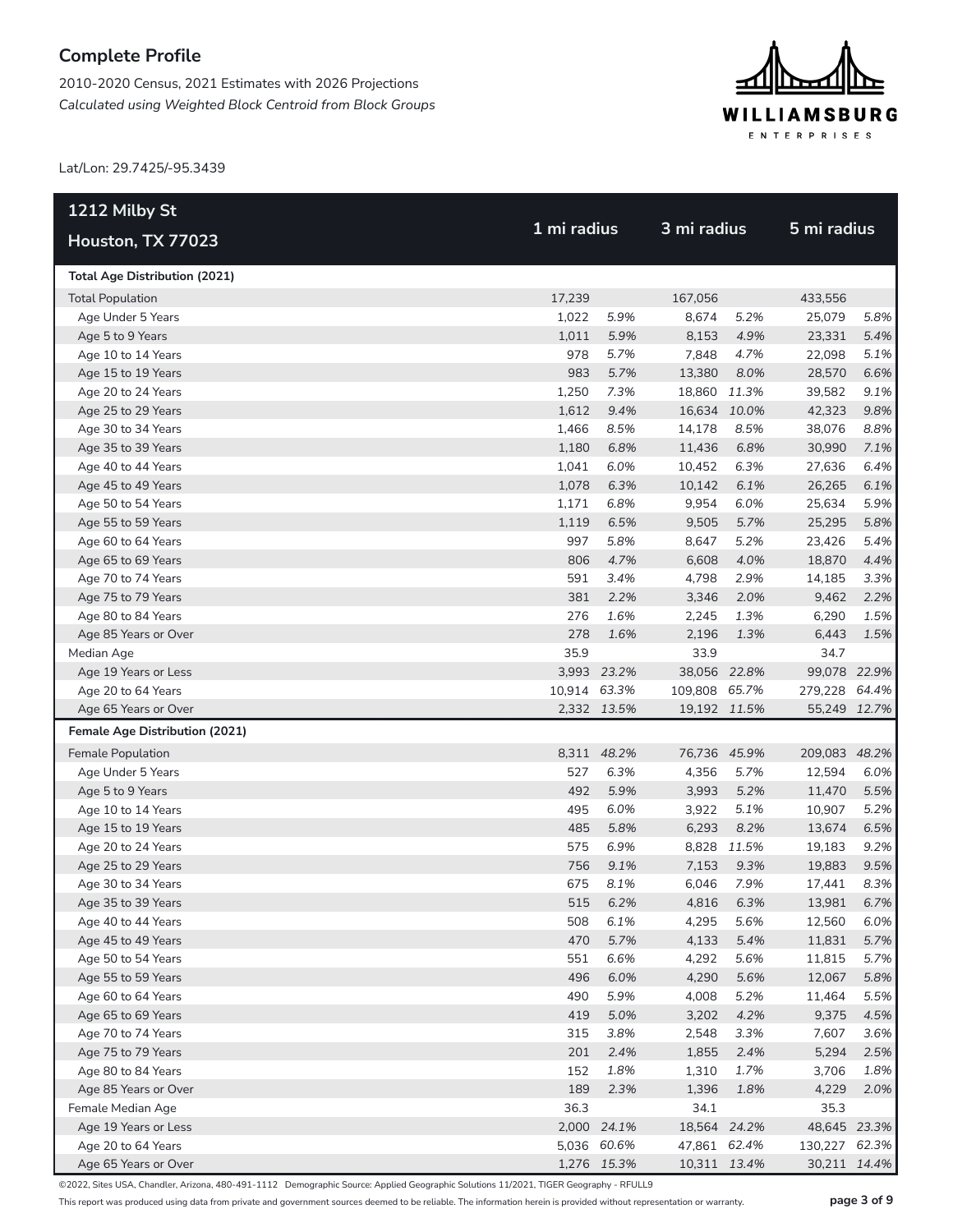## Complete Profile

2010-2020 Census, 2021 Estimates with 2026 Projections
*Calculated using Weighted Block Centroid from Block Groups*

Lat/Lon: 29.7425/-95.3439

| 1212 Milby St Houston, TX 77023 | 1 mi radius | | 3 mi radius | | 5 mi radius | |
|---|---|---|---|---|---|---|
| **Total Age Distribution (2021)** | | | | | | |
| Total Population | 17,239 | | 167,056 | | 433,556 | |
| Age Under 5 Years | 1,022 | *5.9%* | 8,674 | *5.2%* | 25,079 | *5.8%* |
| Age 5 to 9 Years | 1,011 | *5.9%* | 8,153 | *4.9%* | 23,331 | *5.4%* |
| Age 10 to 14 Years | 978 | *5.7%* | 7,848 | *4.7%* | 22,098 | *5.1%* |
| Age 15 to 19 Years | 983 | *5.7%* | 13,380 | *8.0%* | 28,570 | *6.6%* |
| Age 20 to 24 Years | 1,250 | *7.3%* | 18,860 | *11.3%* | 39,582 | *9.1%* |
| Age 25 to 29 Years | 1,612 | *9.4%* | 16,634 | *10.0%* | 42,323 | *9.8%* |
| Age 30 to 34 Years | 1,466 | *8.5%* | 14,178 | *8.5%* | 38,076 | *8.8%* |
| Age 35 to 39 Years | 1,180 | *6.8%* | 11,436 | *6.8%* | 30,990 | *7.1%* |
| Age 40 to 44 Years | 1,041 | *6.0%* | 10,452 | *6.3%* | 27,636 | *6.4%* |
| Age 45 to 49 Years | 1,078 | *6.3%* | 10,142 | *6.1%* | 26,265 | *6.1%* |
| Age 50 to 54 Years | 1,171 | *6.8%* | 9,954 | *6.0%* | 25,634 | *5.9%* |
| Age 55 to 59 Years | 1,119 | *6.5%* | 9,505 | *5.7%* | 25,295 | *5.8%* |
| Age 60 to 64 Years | 997 | *5.8%* | 8,647 | *5.2%* | 23,426 | *5.4%* |
| Age 65 to 69 Years | 806 | *4.7%* | 6,608 | *4.0%* | 18,870 | *4.4%* |
| Age 70 to 74 Years | 591 | *3.4%* | 4,798 | *2.9%* | 14,185 | *3.3%* |
| Age 75 to 79 Years | 381 | *2.2%* | 3,346 | *2.0%* | 9,462 | *2.2%* |
| Age 80 to 84 Years | 276 | *1.6%* | 2,245 | *1.3%* | 6,290 | *1.5%* |
| Age 85 Years or Over | 278 | *1.6%* | 2,196 | *1.3%* | 6,443 | *1.5%* |
| Median Age | 35.9 | | 33.9 | | 34.7 | |
| Age 19 Years or Less | 3,993 | *23.2%* | 38,056 | *22.8%* | 99,078 | *22.9%* |
| Age 20 to 64 Years | 10,914 | *63.3%* | 109,808 | *65.7%* | 279,228 | *64.4%* |
| Age 65 Years or Over | 2,332 | *13.5%* | 19,192 | *11.5%* | 55,249 | *12.7%* |
| **Female Age Distribution (2021)** | | | | | | |
| Female Population | 8,311 | *48.2%* | 76,736 | *45.9%* | 209,083 | *48.2%* |
| Age Under 5 Years | 527 | *6.3%* | 4,356 | *5.7%* | 12,594 | *6.0%* |
| Age 5 to 9 Years | 492 | *5.9%* | 3,993 | *5.2%* | 11,470 | *5.5%* |
| Age 10 to 14 Years | 495 | *6.0%* | 3,922 | *5.1%* | 10,907 | *5.2%* |
| Age 15 to 19 Years | 485 | *5.8%* | 6,293 | *8.2%* | 13,674 | *6.5%* |
| Age 20 to 24 Years | 575 | *6.9%* | 8,828 | *11.5%* | 19,183 | *9.2%* |
| Age 25 to 29 Years | 756 | *9.1%* | 7,153 | *9.3%* | 19,883 | *9.5%* |
| Age 30 to 34 Years | 675 | *8.1%* | 6,046 | *7.9%* | 17,441 | *8.3%* |
| Age 35 to 39 Years | 515 | *6.2%* | 4,816 | *6.3%* | 13,981 | *6.7%* |
| Age 40 to 44 Years | 508 | *6.1%* | 4,295 | *5.6%* | 12,560 | *6.0%* |
| Age 45 to 49 Years | 470 | *5.7%* | 4,133 | *5.4%* | 11,831 | *5.7%* |
| Age 50 to 54 Years | 551 | *6.6%* | 4,292 | *5.6%* | 11,815 | *5.7%* |
| Age 55 to 59 Years | 496 | *6.0%* | 4,290 | *5.6%* | 12,067 | *5.8%* |
| Age 60 to 64 Years | 490 | *5.9%* | 4,008 | *5.2%* | 11,464 | *5.5%* |
| Age 65 to 69 Years | 419 | *5.0%* | 3,202 | *4.2%* | 9,375 | *4.5%* |
| Age 70 to 74 Years | 315 | *3.8%* | 2,548 | *3.3%* | 7,607 | *3.6%* |
| Age 75 to 79 Years | 201 | *2.4%* | 1,855 | *2.4%* | 5,294 | *2.5%* |
| Age 80 to 84 Years | 152 | *1.8%* | 1,310 | *1.7%* | 3,706 | *1.8%* |
| Age 85 Years or Over | 189 | *2.3%* | 1,396 | *1.8%* | 4,229 | *2.0%* |
| Female Median Age | 36.3 | | 34.1 | | 35.3 | |
| Age 19 Years or Less | 2,000 | *24.1%* | 18,564 | *24.2%* | 48,645 | *23.3%* |
| Age 20 to 64 Years | 5,036 | *60.6%* | 47,861 | *62.4%* | 130,227 | *62.3%* |
| Age 65 Years or Over | 1,276 | *15.3%* | 10,311 | *13.4%* | 30,211 | *14.4%* |

©2022, Sites USA, Chandler, Arizona, 480-491-1112 Demographic Source: Applied Geographic Solutions 11/2021, TIGER Geography - RFULL9

This report was produced using data from private and government sources deemed to be reliable. The information herein is provided without representation or warranty.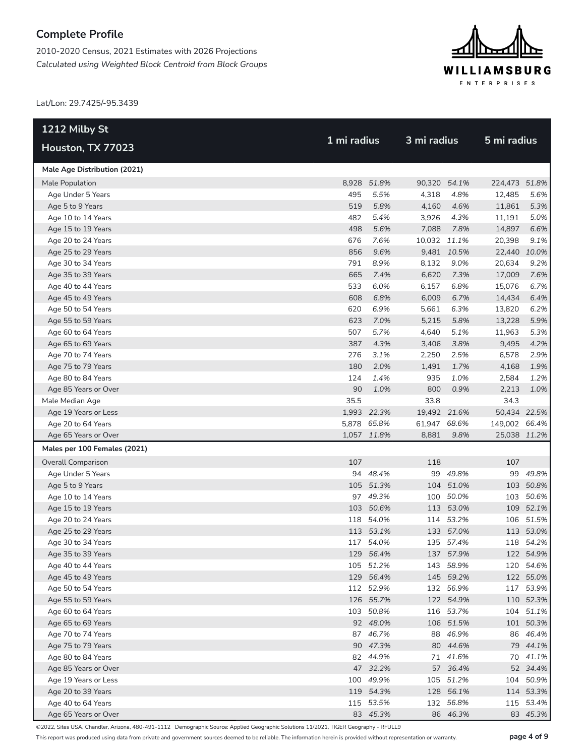## Complete Profile

2010-2020 Census, 2021 Estimates with 2026 Projections
*Calculated using Weighted Block Centroid from Block Groups*

Lat/Lon: 29.7425/-95.3439

| 1212 Milby St Houston, TX 77023 | 1 mi radius | | 3 mi radius | | 5 mi radius | |
|---|---|---|---|---|---|---|
| **Male Age Distribution (2021)** | | | | | | |
| Male Population | 8,928 | *51.8%* | 90,320 | *54.1%* | 224,473 | *51.8%* |
| Age Under 5 Years | 495 | *5.5%* | 4,318 | *4.8%* | 12,485 | *5.6%* |
| Age 5 to 9 Years | 519 | *5.8%* | 4,160 | *4.6%* | 11,861 | *5.3%* |
| Age 10 to 14 Years | 482 | *5.4%* | 3,926 | *4.3%* | 11,191 | *5.0%* |
| Age 15 to 19 Years | 498 | *5.6%* | 7,088 | *7.8%* | 14,897 | *6.6%* |
| Age 20 to 24 Years | 676 | *7.6%* | 10,032 | *11.1%* | 20,398 | *9.1%* |
| Age 25 to 29 Years | 856 | *9.6%* | 9,481 | *10.5%* | 22,440 | *10.0%* |
| Age 30 to 34 Years | 791 | *8.9%* | 8,132 | *9.0%* | 20,634 | *9.2%* |
| Age 35 to 39 Years | 665 | *7.4%* | 6,620 | *7.3%* | 17,009 | *7.6%* |
| Age 40 to 44 Years | 533 | *6.0%* | 6,157 | *6.8%* | 15,076 | *6.7%* |
| Age 45 to 49 Years | 608 | *6.8%* | 6,009 | *6.7%* | 14,434 | *6.4%* |
| Age 50 to 54 Years | 620 | *6.9%* | 5,661 | *6.3%* | 13,820 | *6.2%* |
| Age 55 to 59 Years | 623 | *7.0%* | 5,215 | *5.8%* | 13,228 | *5.9%* |
| Age 60 to 64 Years | 507 | *5.7%* | 4,640 | *5.1%* | 11,963 | *5.3%* |
| Age 65 to 69 Years | 387 | *4.3%* | 3,406 | *3.8%* | 9,495 | *4.2%* |
| Age 70 to 74 Years | 276 | *3.1%* | 2,250 | *2.5%* | 6,578 | *2.9%* |
| Age 75 to 79 Years | 180 | *2.0%* | 1,491 | *1.7%* | 4,168 | *1.9%* |
| Age 80 to 84 Years | 124 | *1.4%* | 935 | *1.0%* | 2,584 | *1.2%* |
| Age 85 Years or Over | 90 | *1.0%* | 800 | *0.9%* | 2,213 | *1.0%* |
| Male Median Age | 35.5 | | 33.8 | | 34.3 | |
| Age 19 Years or Less | 1,993 | *22.3%* | 19,492 | *21.6%* | 50,434 | *22.5%* |
| Age 20 to 64 Years | 5,878 | *65.8%* | 61,947 | *68.6%* | 149,002 | *66.4%* |
| Age 65 Years or Over | 1,057 | *11.8%* | 8,881 | *9.8%* | 25,038 | *11.2%* |
| **Males per 100 Females (2021)** | | | | | | |
| Overall Comparison | 107 | | 118 | | 107 | |
| Age Under 5 Years | 94 | *48.4%* | 99 | *49.8%* | 99 | *49.8%* |
| Age 5 to 9 Years | 105 | *51.3%* | 104 | *51.0%* | 103 | *50.8%* |
| Age 10 to 14 Years | 97 | *49.3%* | 100 | *50.0%* | 103 | *50.6%* |
| Age 15 to 19 Years | 103 | *50.6%* | 113 | *53.0%* | 109 | *52.1%* |
| Age 20 to 24 Years | 118 | *54.0%* | 114 | *53.2%* | 106 | *51.5%* |
| Age 25 to 29 Years | 113 | *53.1%* | 133 | *57.0%* | 113 | *53.0%* |
| Age 30 to 34 Years | 117 | *54.0%* | 135 | *57.4%* | 118 | *54.2%* |
| Age 35 to 39 Years | 129 | *56.4%* | 137 | *57.9%* | 122 | *54.9%* |
| Age 40 to 44 Years | 105 | *51.2%* | 143 | *58.9%* | 120 | *54.6%* |
| Age 45 to 49 Years | 129 | *56.4%* | 145 | *59.2%* | 122 | *55.0%* |
| Age 50 to 54 Years | 112 | *52.9%* | 132 | *56.9%* | 117 | *53.9%* |
| Age 55 to 59 Years | 126 | *55.7%* | 122 | *54.9%* | 110 | *52.3%* |
| Age 60 to 64 Years | 103 | *50.8%* | 116 | *53.7%* | 104 | *51.1%* |
| Age 65 to 69 Years | 92 | *48.0%* | 106 | *51.5%* | 101 | *50.3%* |
| Age 70 to 74 Years | 87 | *46.7%* | 88 | *46.9%* | 86 | *46.4%* |
| Age 75 to 79 Years | 90 | *47.3%* | 80 | *44.6%* | 79 | *44.1%* |
| Age 80 to 84 Years | 82 | *44.9%* | 71 | *41.6%* | 70 | *41.1%* |
| Age 85 Years or Over | 47 | *32.2%* | 57 | *36.4%* | 52 | *34.4%* |
| Age 19 Years or Less | 100 | *49.9%* | 105 | *51.2%* | 104 | *50.9%* |
| Age 20 to 39 Years | 119 | *54.3%* | 128 | *56.1%* | 114 | *53.3%* |
| Age 40 to 64 Years | 115 | *53.5%* | 132 | *56.8%* | 115 | *53.4%* |
| Age 65 Years or Over | 83 | *45.3%* | 86 | *46.3%* | 83 | *45.3%* |

©2022, Sites USA, Chandler, Arizona, 480-491-1112 Demographic Source: Applied Geographic Solutions 11/2021, TIGER Geography - RFULL9

This report was produced using data from private and government sources deemed to be reliable. The information herein is provided without representation or warranty.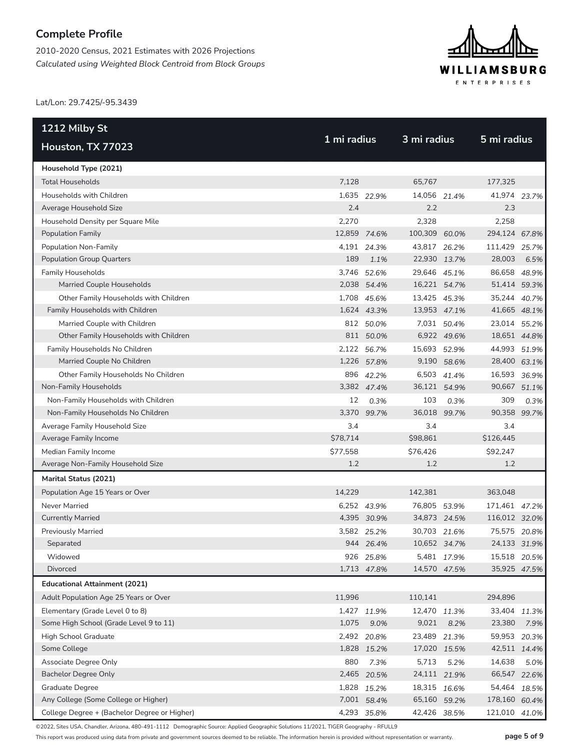## Complete Profile

2010-2020 Census, 2021 Estimates with 2026 Projections
*Calculated using Weighted Block Centroid from Block Groups*

Lat/Lon: 29.7425/-95.3439

| 1212 Milby St<br>Houston, TX 77023 | 1 mi radius | | 3 mi radius | | 5 mi radius | |
|---|---|---|---|---|---|---|
| **Household Type (2021)** | | | | | | |
| Total Households | 7,128 | | 65,767 | | 177,325 | |
| Households with Children | 1,635 | *22.9%* | 14,056 | *21.4%* | 41,974 | *23.7%* |
| Average Household Size | 2.4 | | 2.2 | | 2.3 | |
| Household Density per Square Mile | 2,270 | | 2,328 | | 2,258 | |
| Population Family | 12,859 | *74.6%* | 100,309 | *60.0%* | 294,124 | *67.8%* |
| Population Non-Family | 4,191 | *24.3%* | 43,817 | *26.2%* | 111,429 | *25.7%* |
| Population Group Quarters | 189 | *1.1%* | 22,930 | *13.7%* | 28,003 | *6.5%* |
| Family Households | 3,746 | *52.6%* | 29,646 | *45.1%* | 86,658 | *48.9%* |
| Married Couple Households | 2,038 | *54.4%* | 16,221 | *54.7%* | 51,414 | *59.3%* |
| Other Family Households with Children | 1,708 | *45.6%* | 13,425 | *45.3%* | 35,244 | *40.7%* |
| Family Households with Children | 1,624 | *43.3%* | 13,953 | *47.1%* | 41,665 | *48.1%* |
| Married Couple with Children | 812 | *50.0%* | 7,031 | *50.4%* | 23,014 | *55.2%* |
| Other Family Households with Children | 811 | *50.0%* | 6,922 | *49.6%* | 18,651 | *44.8%* |
| Family Households No Children | 2,122 | *56.7%* | 15,693 | *52.9%* | 44,993 | *51.9%* |
| Married Couple No Children | 1,226 | *57.8%* | 9,190 | *58.6%* | 28,400 | *63.1%* |
| Other Family Households No Children | 896 | *42.2%* | 6,503 | *41.4%* | 16,593 | *36.9%* |
| Non-Family Households | 3,382 | *47.4%* | 36,121 | *54.9%* | 90,667 | *51.1%* |
| Non-Family Households with Children | 12 | *0.3%* | 103 | *0.3%* | 309 | *0.3%* |
| Non-Family Households No Children | 3,370 | *99.7%* | 36,018 | *99.7%* | 90,358 | *99.7%* |
| Average Family Household Size | 3.4 | | 3.4 | | 3.4 | |
| Average Family Income | $78,714 | | $98,861 | | $126,445 | |
| Median Family Income | $77,558 | | $76,426 | | $92,247 | |
| Average Non-Family Household Size | 1.2 | | 1.2 | | 1.2 | |
| **Marital Status (2021)** | | | | | | |
| Population Age 15 Years or Over | 14,229 | | 142,381 | | 363,048 | |
| Never Married | 6,252 | *43.9%* | 76,805 | *53.9%* | 171,461 | *47.2%* |
| Currently Married | 4,395 | *30.9%* | 34,873 | *24.5%* | 116,012 | *32.0%* |
| Previously Married | 3,582 | *25.2%* | 30,703 | *21.6%* | 75,575 | *20.8%* |
| Separated | 944 | *26.4%* | 10,652 | *34.7%* | 24,133 | *31.9%* |
| Widowed | 926 | *25.8%* | 5,481 | *17.9%* | 15,518 | *20.5%* |
| Divorced | 1,713 | *47.8%* | 14,570 | *47.5%* | 35,925 | *47.5%* |
| **Educational Attainment (2021)** | | | | | | |
| Adult Population Age 25 Years or Over | 11,996 | | 110,141 | | 294,896 | |
| Elementary (Grade Level 0 to 8) | 1,427 | *11.9%* | 12,470 | *11.3%* | 33,404 | *11.3%* |
| Some High School (Grade Level 9 to 11) | 1,075 | *9.0%* | 9,021 | *8.2%* | 23,380 | *7.9%* |
| High School Graduate | 2,492 | *20.8%* | 23,489 | *21.3%* | 59,953 | *20.3%* |
| Some College | 1,828 | *15.2%* | 17,020 | *15.5%* | 42,511 | *14.4%* |
| Associate Degree Only | 880 | *7.3%* | 5,713 | *5.2%* | 14,638 | *5.0%* |
| Bachelor Degree Only | 2,465 | *20.5%* | 24,111 | *21.9%* | 66,547 | *22.6%* |
| Graduate Degree | 1,828 | *15.2%* | 18,315 | *16.6%* | 54,464 | *18.5%* |
| Any College (Some College or Higher) | 7,001 | *58.4%* | 65,160 | *59.2%* | 178,160 | *60.4%* |
| College Degree + (Bachelor Degree or Higher) | 4,293 | *35.8%* | 42,426 | *38.5%* | 121,010 | *41.0%* |

©2022, Sites USA, Chandler, Arizona, 480-491-1112 Demographic Source: Applied Geographic Solutions 11/2021, TIGER Geography - RFULL9

This report was produced using data from private and government sources deemed to be reliable. The information herein is provided without representation or warranty.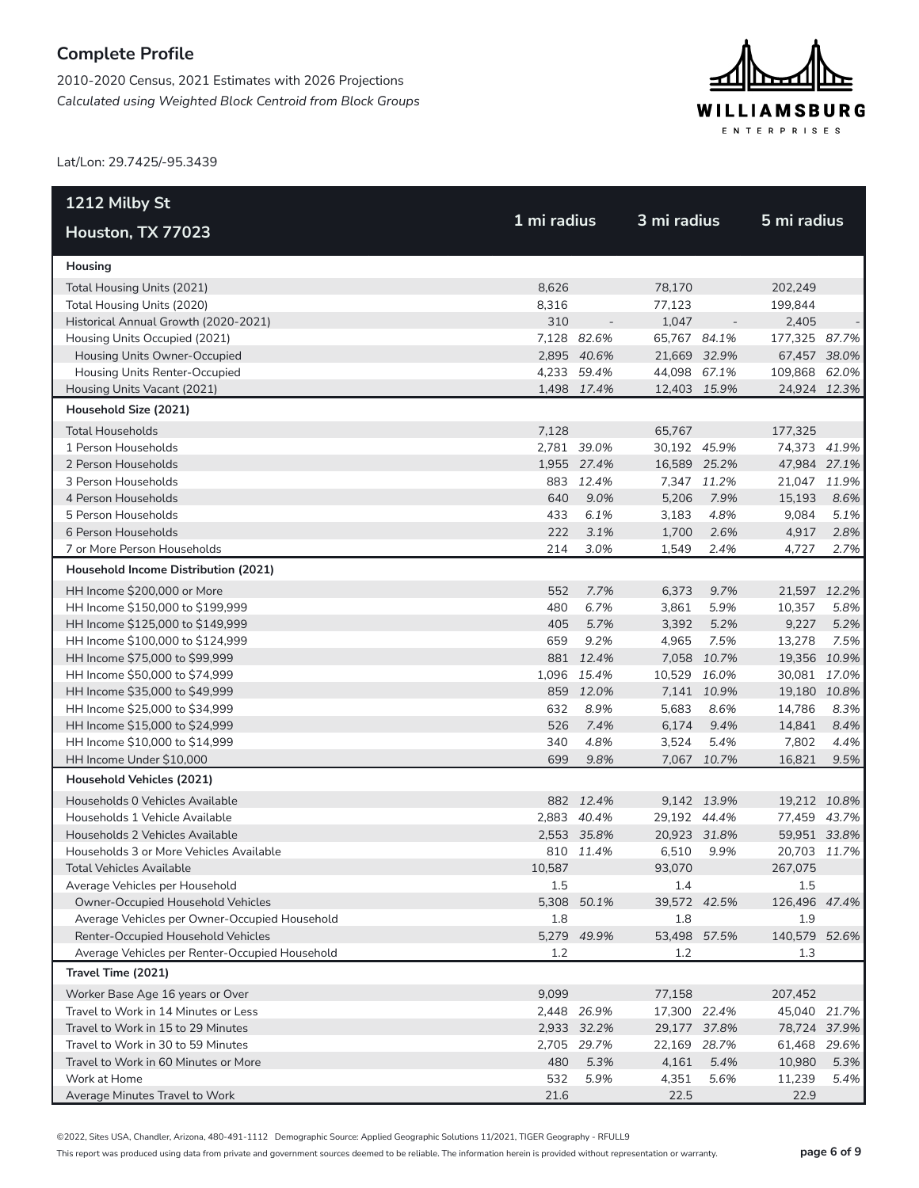# Complete Profile

2010-2020 Census, 2021 Estimates with 2026 Projections

*Calculated using Weighted Block Centroid from Block Groups*

Lat/Lon: 29.7425/-95.3439

| 1212 Milby St<br>Houston, TX 77023 | 1 mi radius | | 3 mi radius | | 5 mi radius | |
|---|---|---|---|---|---|---|
| **Housing** | | | | | | |
| Total Housing Units (2021) | 8,626 | | 78,170 | | 202,249 | |
| Total Housing Units (2020) | 8,316 | | 77,123 | | 199,844 | |
| Historical Annual Growth (2020-2021) | 310 | - | 1,047 | - | 2,405 | - |
| Housing Units Occupied (2021) | 7,128 | *82.6%* | 65,767 | *84.1%* | 177,325 | *87.7%* |
| Housing Units Owner-Occupied | 2,895 | *40.6%* | 21,669 | *32.9%* | 67,457 | *38.0%* |
| Housing Units Renter-Occupied | 4,233 | *59.4%* | 44,098 | *67.1%* | 109,868 | *62.0%* |
| Housing Units Vacant (2021) | 1,498 | *17.4%* | 12,403 | *15.9%* | 24,924 | *12.3%* |
| **Household Size (2021)** | | | | | | |
| Total Households | 7,128 | | 65,767 | | 177,325 | |
| 1 Person Households | 2,781 | *39.0%* | 30,192 | *45.9%* | 74,373 | *41.9%* |
| 2 Person Households | 1,955 | *27.4%* | 16,589 | *25.2%* | 47,984 | *27.1%* |
| 3 Person Households | 883 | *12.4%* | 7,347 | *11.2%* | 21,047 | *11.9%* |
| 4 Person Households | 640 | *9.0%* | 5,206 | *7.9%* | 15,193 | *8.6%* |
| 5 Person Households | 433 | *6.1%* | 3,183 | *4.8%* | 9,084 | *5.1%* |
| 6 Person Households | 222 | *3.1%* | 1,700 | *2.6%* | 4,917 | *2.8%* |
| 7 or More Person Households | 214 | *3.0%* | 1,549 | *2.4%* | 4,727 | *2.7%* |
| **Household Income Distribution (2021)** | | | | | | |
| HH Income $200,000 or More | 552 | *7.7%* | 6,373 | *9.7%* | 21,597 | *12.2%* |
| HH Income $150,000 to $199,999 | 480 | *6.7%* | 3,861 | *5.9%* | 10,357 | *5.8%* |
| HH Income $125,000 to $149,999 | 405 | *5.7%* | 3,392 | *5.2%* | 9,227 | *5.2%* |
| HH Income $100,000 to $124,999 | 659 | *9.2%* | 4,965 | *7.5%* | 13,278 | *7.5%* |
| HH Income $75,000 to $99,999 | 881 | *12.4%* | 7,058 | *10.7%* | 19,356 | *10.9%* |
| HH Income $50,000 to $74,999 | 1,096 | *15.4%* | 10,529 | *16.0%* | 30,081 | *17.0%* |
| HH Income $35,000 to $49,999 | 859 | *12.0%* | 7,141 | *10.9%* | 19,180 | *10.8%* |
| HH Income $25,000 to $34,999 | 632 | *8.9%* | 5,683 | *8.6%* | 14,786 | *8.3%* |
| HH Income $15,000 to $24,999 | 526 | *7.4%* | 6,174 | *9.4%* | 14,841 | *8.4%* |
| HH Income $10,000 to $14,999 | 340 | *4.8%* | 3,524 | *5.4%* | 7,802 | *4.4%* |
| HH Income Under $10,000 | 699 | *9.8%* | 7,067 | *10.7%* | 16,821 | *9.5%* |
| **Household Vehicles (2021)** | | | | | | |
| Households 0 Vehicles Available | 882 | *12.4%* | 9,142 | *13.9%* | 19,212 | *10.8%* |
| Households 1 Vehicle Available | 2,883 | *40.4%* | 29,192 | *44.4%* | 77,459 | *43.7%* |
| Households 2 Vehicles Available | 2,553 | *35.8%* | 20,923 | *31.8%* | 59,951 | *33.8%* |
| Households 3 or More Vehicles Available | 810 | *11.4%* | 6,510 | *9.9%* | 20,703 | *11.7%* |
| Total Vehicles Available | 10,587 | | 93,070 | | 267,075 | |
| Average Vehicles per Household | 1.5 | | 1.4 | | 1.5 | |
| Owner-Occupied Household Vehicles | 5,308 | *50.1%* | 39,572 | *42.5%* | 126,496 | *47.4%* |
| Average Vehicles per Owner-Occupied Household | 1.8 | | 1.8 | | 1.9 | |
| Renter-Occupied Household Vehicles | 5,279 | *49.9%* | 53,498 | *57.5%* | 140,579 | *52.6%* |
| Average Vehicles per Renter-Occupied Household | 1.2 | | 1.2 | | 1.3 | |
| **Travel Time (2021)** | | | | | | |
| Worker Base Age 16 years or Over | 9,099 | | 77,158 | | 207,452 | |
| Travel to Work in 14 Minutes or Less | 2,448 | *26.9%* | 17,300 | *22.4%* | 45,040 | *21.7%* |
| Travel to Work in 15 to 29 Minutes | 2,933 | *32.2%* | 29,177 | *37.8%* | 78,724 | *37.9%* |
| Travel to Work in 30 to 59 Minutes | 2,705 | *29.7%* | 22,169 | *28.7%* | 61,468 | *29.6%* |
| Travel to Work in 60 Minutes or More | 480 | *5.3%* | 4,161 | *5.4%* | 10,980 | *5.3%* |
| Work at Home | 532 | *5.9%* | 4,351 | *5.6%* | 11,239 | *5.4%* |
| Average Minutes Travel to Work | 21.6 | | 22.5 | | 22.9 | |

©2022, Sites USA, Chandler, Arizona, 480-491-1112 Demographic Source: Applied Geographic Solutions 11/2021, TIGER Geography - RFULL9

This report was produced using data from private and government sources deemed to be reliable. The information herein is provided without representation or warranty.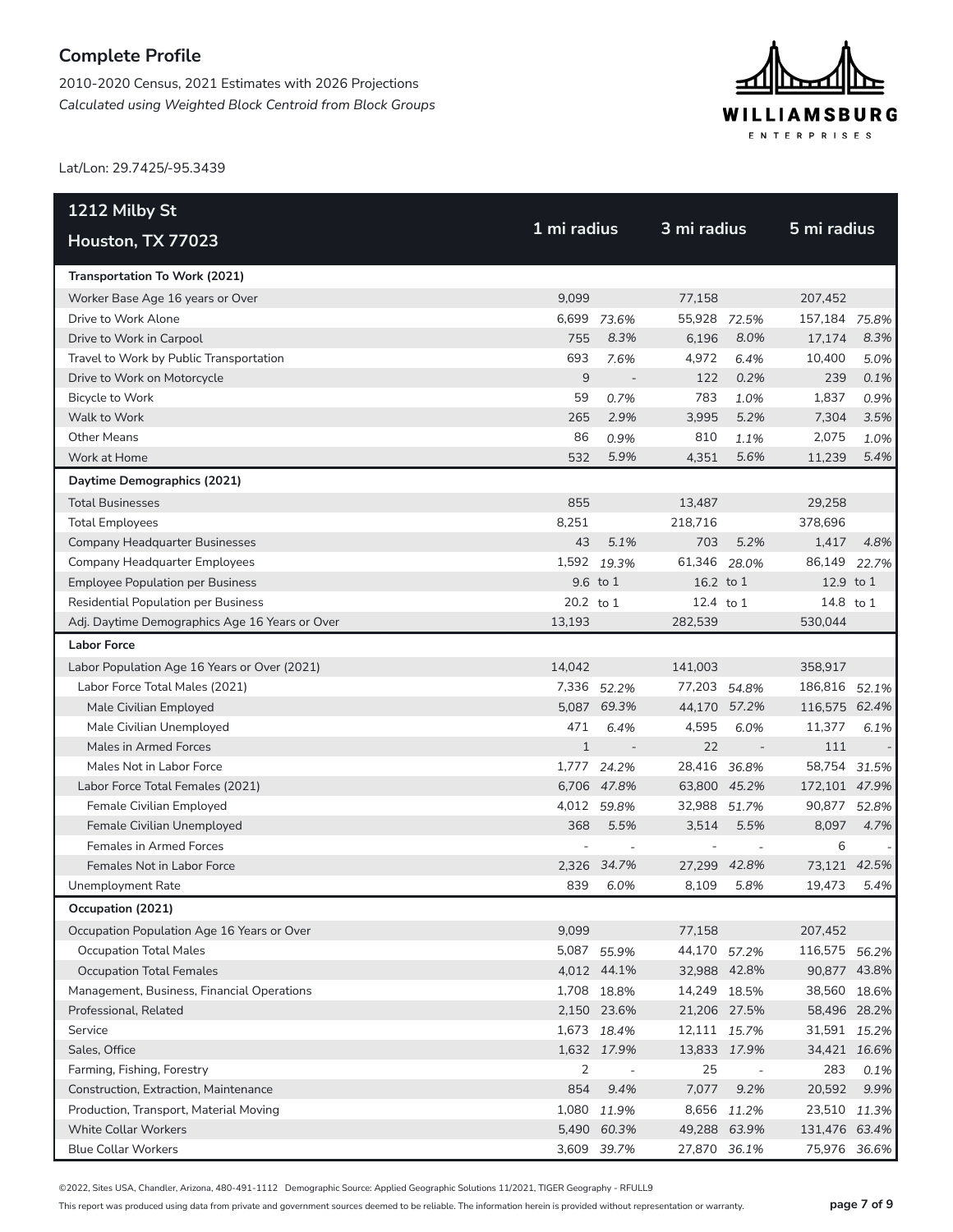## Complete Profile

2010-2020 Census, 2021 Estimates with 2026 Projections
*Calculated using Weighted Block Centroid from Block Groups*

Lat/Lon: 29.7425/-95.3439

| 1212 Milby St Houston, TX 77023 | 1 mi radius | | 3 mi radius | | 5 mi radius | |
|---|---|---|---|---|---|---|
| **Transportation To Work (2021)** | | | | | | |
| Worker Base Age 16 years or Over | 9,099 | | 77,158 | | 207,452 | |
| Drive to Work Alone | 6,699 | 73.6% | 55,928 | 72.5% | 157,184 | 75.8% |
| Drive to Work in Carpool | 755 | 8.3% | 6,196 | 8.0% | 17,174 | 8.3% |
| Travel to Work by Public Transportation | 693 | 7.6% | 4,972 | 6.4% | 10,400 | 5.0% |
| Drive to Work on Motorcycle | 9 | - | 122 | 0.2% | 239 | 0.1% |
| Bicycle to Work | 59 | 0.7% | 783 | 1.0% | 1,837 | 0.9% |
| Walk to Work | 265 | 2.9% | 3,995 | 5.2% | 7,304 | 3.5% |
| Other Means | 86 | 0.9% | 810 | 1.1% | 2,075 | 1.0% |
| Work at Home | 532 | 5.9% | 4,351 | 5.6% | 11,239 | 5.4% |
| **Daytime Demographics (2021)** | | | | | | |
| Total Businesses | 855 | | 13,487 | | 29,258 | |
| Total Employees | 8,251 | | 218,716 | | 378,696 | |
| Company Headquarter Businesses | 43 | 5.1% | 703 | 5.2% | 1,417 | 4.8% |
| Company Headquarter Employees | 1,592 | 19.3% | 61,346 | 28.0% | 86,149 | 22.7% |
| Employee Population per Business | 9.6 | to 1 | 16.2 | to 1 | 12.9 | to 1 |
| Residential Population per Business | 20.2 | to 1 | 12.4 | to 1 | 14.8 | to 1 |
| Adj. Daytime Demographics Age 16 Years or Over | 13,193 | | 282,539 | | 530,044 | |
| **Labor Force** | | | | | | |
| Labor Population Age 16 Years or Over (2021) | 14,042 | | 141,003 | | 358,917 | |
| Labor Force Total Males (2021) | 7,336 | 52.2% | 77,203 | 54.8% | 186,816 | 52.1% |
| Male Civilian Employed | 5,087 | 69.3% | 44,170 | 57.2% | 116,575 | 62.4% |
| Male Civilian Unemployed | 471 | 6.4% | 4,595 | 6.0% | 11,377 | 6.1% |
| Males in Armed Forces | 1 | - | 22 | - | 111 | - |
| Males Not in Labor Force | 1,777 | 24.2% | 28,416 | 36.8% | 58,754 | 31.5% |
| Labor Force Total Females (2021) | 6,706 | 47.8% | 63,800 | 45.2% | 172,101 | 47.9% |
| Female Civilian Employed | 4,012 | 59.8% | 32,988 | 51.7% | 90,877 | 52.8% |
| Female Civilian Unemployed | 368 | 5.5% | 3,514 | 5.5% | 8,097 | 4.7% |
| Females in Armed Forces | - | - | - | - | 6 | - |
| Females Not in Labor Force | 2,326 | 34.7% | 27,299 | 42.8% | 73,121 | 42.5% |
| Unemployment Rate | 839 | 6.0% | 8,109 | 5.8% | 19,473 | 5.4% |
| **Occupation (2021)** | | | | | | |
| Occupation Population Age 16 Years or Over | 9,099 | | 77,158 | | 207,452 | |
| Occupation Total Males | 5,087 | 55.9% | 44,170 | 57.2% | 116,575 | 56.2% |
| Occupation Total Females | 4,012 | 44.1% | 32,988 | 42.8% | 90,877 | 43.8% |
| Management, Business, Financial Operations | 1,708 | 18.8% | 14,249 | 18.5% | 38,560 | 18.6% |
| Professional, Related | 2,150 | 23.6% | 21,206 | 27.5% | 58,496 | 28.2% |
| Service | 1,673 | 18.4% | 12,111 | 15.7% | 31,591 | 15.2% |
| Sales, Office | 1,632 | 17.9% | 13,833 | 17.9% | 34,421 | 16.6% |
| Farming, Fishing, Forestry | 2 | - | 25 | - | 283 | 0.1% |
| Construction, Extraction, Maintenance | 854 | 9.4% | 7,077 | 9.2% | 20,592 | 9.9% |
| Production, Transport, Material Moving | 1,080 | 11.9% | 8,656 | 11.2% | 23,510 | 11.3% |
| White Collar Workers | 5,490 | 60.3% | 49,288 | 63.9% | 131,476 | 63.4% |
| Blue Collar Workers | 3,609 | 39.7% | 27,870 | 36.1% | 75,976 | 36.6% |

©2022, Sites USA, Chandler, Arizona, 480-491-1112 Demographic Source: Applied Geographic Solutions 11/2021, TIGER Geography - RFULL9

This report was produced using data from private and government sources deemed to be reliable. The information herein is provided without representation or warranty.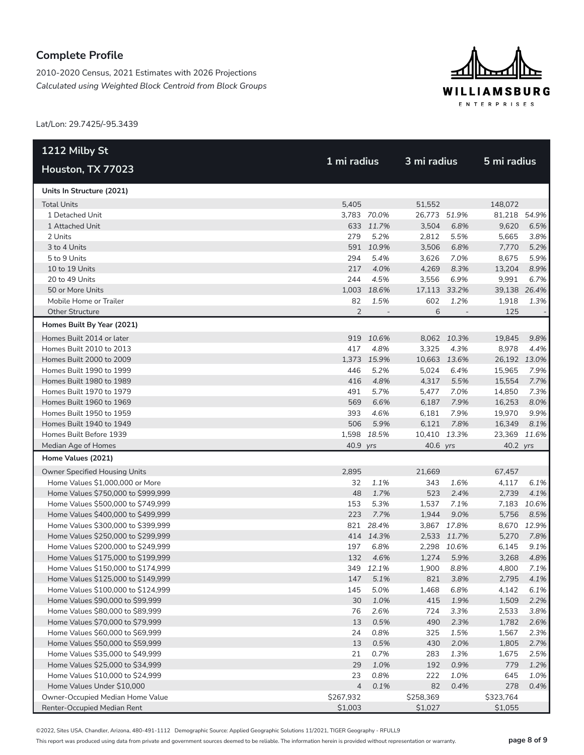**Complete Profile**

2010-2020 Census, 2021 Estimates with 2026 Projections

*Calculated using Weighted Block Centroid from Block Groups*

Lat/Lon: 29.7425/-95.3439

| 1212 Milby St Houston, TX 77023 | 1 mi radius | | 3 mi radius | | 5 mi radius | |
|---|---|---|---|---|---|---|
| **Units In Structure (2021)** | | | | | | |
| Total Units | 5,405 | | 51,552 | | 148,072 | |
| 1 Detached Unit | 3,783 | *70.0%* | 26,773 | *51.9%* | 81,218 | *54.9%* |
| 1 Attached Unit | 633 | *11.7%* | 3,504 | *6.8%* | 9,620 | *6.5%* |
| 2 Units | 279 | *5.2%* | 2,812 | *5.5%* | 5,665 | *3.8%* |
| 3 to 4 Units | 591 | *10.9%* | 3,506 | *6.8%* | 7,770 | *5.2%* |
| 5 to 9 Units | 294 | *5.4%* | 3,626 | *7.0%* | 8,675 | *5.9%* |
| 10 to 19 Units | 217 | *4.0%* | 4,269 | *8.3%* | 13,204 | *8.9%* |
| 20 to 49 Units | 244 | *4.5%* | 3,556 | *6.9%* | 9,991 | *6.7%* |
| 50 or More Units | 1,003 | *18.6%* | 17,113 | *33.2%* | 39,138 | *26.4%* |
| Mobile Home or Trailer | 82 | *1.5%* | 602 | *1.2%* | 1,918 | *1.3%* |
| Other Structure | 2 | - | 6 | - | 125 | - |
| **Homes Built By Year (2021)** | | | | | | |
| Homes Built 2014 or later | 919 | *10.6%* | 8,062 | *10.3%* | 19,845 | *9.8%* |
| Homes Built 2010 to 2013 | 417 | *4.8%* | 3,325 | *4.3%* | 8,978 | *4.4%* |
| Homes Built 2000 to 2009 | 1,373 | *15.9%* | 10,663 | *13.6%* | 26,192 | *13.0%* |
| Homes Built 1990 to 1999 | 446 | *5.2%* | 5,024 | *6.4%* | 15,965 | *7.9%* |
| Homes Built 1980 to 1989 | 416 | *4.8%* | 4,317 | *5.5%* | 15,554 | *7.7%* |
| Homes Built 1970 to 1979 | 491 | *5.7%* | 5,477 | *7.0%* | 14,850 | *7.3%* |
| Homes Built 1960 to 1969 | 569 | *6.6%* | 6,187 | *7.9%* | 16,253 | *8.0%* |
| Homes Built 1950 to 1959 | 393 | *4.6%* | 6,181 | *7.9%* | 19,970 | *9.9%* |
| Homes Built 1940 to 1949 | 506 | *5.9%* | 6,121 | *7.8%* | 16,349 | *8.1%* |
| Homes Built Before 1939 | 1,598 | *18.5%* | 10,410 | *13.3%* | 23,369 | *11.6%* |
| Median Age of Homes | 40.9 | *yrs* | 40.6 | *yrs* | 40.2 | *yrs* |
| **Home Values (2021)** | | | | | | |
| Owner Specified Housing Units | 2,895 | | 21,669 | | 67,457 | |
| Home Values $1,000,000 or More | 32 | *1.1%* | 343 | *1.6%* | 4,117 | *6.1%* |
| Home Values $750,000 to $999,999 | 48 | *1.7%* | 523 | *2.4%* | 2,739 | *4.1%* |
| Home Values $500,000 to $749,999 | 153 | *5.3%* | 1,537 | *7.1%* | 7,183 | *10.6%* |
| Home Values $400,000 to $499,999 | 223 | *7.7%* | 1,944 | *9.0%* | 5,756 | *8.5%* |
| Home Values $300,000 to $399,999 | 821 | *28.4%* | 3,867 | *17.8%* | 8,670 | *12.9%* |
| Home Values $250,000 to $299,999 | 414 | *14.3%* | 2,533 | *11.7%* | 5,270 | *7.8%* |
| Home Values $200,000 to $249,999 | 197 | *6.8%* | 2,298 | *10.6%* | 6,145 | *9.1%* |
| Home Values $175,000 to $199,999 | 132 | *4.6%* | 1,274 | *5.9%* | 3,268 | *4.8%* |
| Home Values $150,000 to $174,999 | 349 | *12.1%* | 1,900 | *8.8%* | 4,800 | *7.1%* |
| Home Values $125,000 to $149,999 | 147 | *5.1%* | 821 | *3.8%* | 2,795 | *4.1%* |
| Home Values $100,000 to $124,999 | 145 | *5.0%* | 1,468 | *6.8%* | 4,142 | *6.1%* |
| Home Values $90,000 to $99,999 | 30 | *1.0%* | 415 | *1.9%* | 1,509 | *2.2%* |
| Home Values $80,000 to $89,999 | 76 | *2.6%* | 724 | *3.3%* | 2,533 | *3.8%* |
| Home Values $70,000 to $79,999 | 13 | *0.5%* | 490 | *2.3%* | 1,782 | *2.6%* |
| Home Values $60,000 to $69,999 | 24 | *0.8%* | 325 | *1.5%* | 1,567 | *2.3%* |
| Home Values $50,000 to $59,999 | 13 | *0.5%* | 430 | *2.0%* | 1,805 | *2.7%* |
| Home Values $35,000 to $49,999 | 21 | *0.7%* | 283 | *1.3%* | 1,675 | *2.5%* |
| Home Values $25,000 to $34,999 | 29 | *1.0%* | 192 | *0.9%* | 779 | *1.2%* |
| Home Values $10,000 to $24,999 | 23 | *0.8%* | 222 | *1.0%* | 645 | *1.0%* |
| Home Values Under $10,000 | 4 | *0.1%* | 82 | *0.4%* | 278 | *0.4%* |
| Owner-Occupied Median Home Value | $267,932 | | $258,369 | | $323,764 | |
| Renter-Occupied Median Rent | $1,003 | | $1,027 | | $1,055 | |

©2022, Sites USA, Chandler, Arizona, 480-491-1112 Demographic Source: Applied Geographic Solutions 11/2021, TIGER Geography - RFULL9

This report was produced using data from private and government sources deemed to be reliable. The information herein is provided without representation or warranty.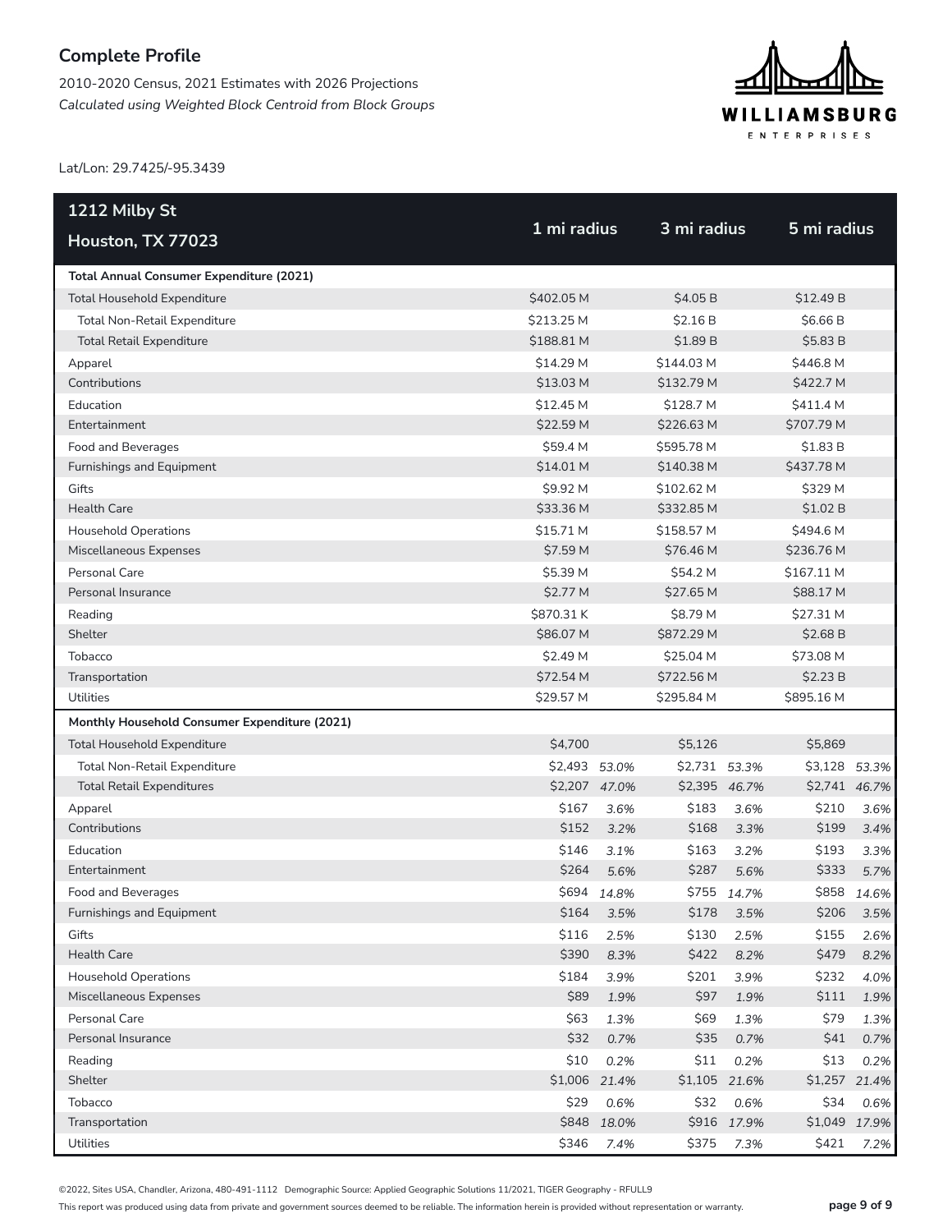## Complete Profile

2010-2020 Census, 2021 Estimates with 2026 Projections
*Calculated using Weighted Block Centroid from Block Groups*

Lat/Lon: 29.7425/-95.3439

| 1212 Milby St<br>Houston, TX 77023 | 1 mi radius | | 3 mi radius | | 5 mi radius | |
|---|---|---|---|---|---|---|
| **Total Annual Consumer Expenditure (2021)** | | | | | | |
| Total Household Expenditure | $402.05 M | | $4.05 B | | $12.49 B | |
| Total Non-Retail Expenditure | $213.25 M | | $2.16 B | | $6.66 B | |
| Total Retail Expenditure | $188.81 M | | $1.89 B | | $5.83 B | |
| Apparel | $14.29 M | | $144.03 M | | $446.8 M | |
| Contributions | $13.03 M | | $132.79 M | | $422.7 M | |
| Education | $12.45 M | | $128.7 M | | $411.4 M | |
| Entertainment | $22.59 M | | $226.63 M | | $707.79 M | |
| Food and Beverages | $59.4 M | | $595.78 M | | $1.83 B | |
| Furnishings and Equipment | $14.01 M | | $140.38 M | | $437.78 M | |
| Gifts | $9.92 M | | $102.62 M | | $329 M | |
| Health Care | $33.36 M | | $332.85 M | | $1.02 B | |
| Household Operations | $15.71 M | | $158.57 M | | $494.6 M | |
| Miscellaneous Expenses | $7.59 M | | $76.46 M | | $236.76 M | |
| Personal Care | $5.39 M | | $54.2 M | | $167.11 M | |
| Personal Insurance | $2.77 M | | $27.65 M | | $88.17 M | |
| Reading | $870.31 K | | $8.79 M | | $27.31 M | |
| Shelter | $86.07 M | | $872.29 M | | $2.68 B | |
| Tobacco | $2.49 M | | $25.04 M | | $73.08 M | |
| Transportation | $72.54 M | | $722.56 M | | $2.23 B | |
| Utilities | $29.57 M | | $295.84 M | | $895.16 M | |
| **Monthly Household Consumer Expenditure (2021)** | | | | | | |
| Total Household Expenditure | $4,700 | | $5,126 | | $5,869 | |
| Total Non-Retail Expenditure | $2,493 | *53.0%* | $2,731 | *53.3%* | $3,128 | *53.3%* |
| Total Retail Expenditures | $2,207 | *47.0%* | $2,395 | *46.7%* | $2,741 | *46.7%* |
| Apparel | $167 | *3.6%* | $183 | *3.6%* | $210 | *3.6%* |
| Contributions | $152 | *3.2%* | $168 | *3.3%* | $199 | *3.4%* |
| Education | $146 | *3.1%* | $163 | *3.2%* | $193 | *3.3%* |
| Entertainment | $264 | *5.6%* | $287 | *5.6%* | $333 | *5.7%* |
| Food and Beverages | $694 | *14.8%* | $755 | *14.7%* | $858 | *14.6%* |
| Furnishings and Equipment | $164 | *3.5%* | $178 | *3.5%* | $206 | *3.5%* |
| Gifts | $116 | *2.5%* | $130 | *2.5%* | $155 | *2.6%* |
| Health Care | $390 | *8.3%* | $422 | *8.2%* | $479 | *8.2%* |
| Household Operations | $184 | *3.9%* | $201 | *3.9%* | $232 | *4.0%* |
| Miscellaneous Expenses | $89 | *1.9%* | $97 | *1.9%* | $111 | *1.9%* |
| Personal Care | $63 | *1.3%* | $69 | *1.3%* | $79 | *1.3%* |
| Personal Insurance | $32 | *0.7%* | $35 | *0.7%* | $41 | *0.7%* |
| Reading | $10 | *0.2%* | $11 | *0.2%* | $13 | *0.2%* |
| Shelter | $1,006 | *21.4%* | $1,105 | *21.6%* | $1,257 | *21.4%* |
| Tobacco | $29 | *0.6%* | $32 | *0.6%* | $34 | *0.6%* |
| Transportation | $848 | *18.0%* | $916 | *17.9%* | $1,049 | *17.9%* |
| Utilities | $346 | *7.4%* | $375 | *7.3%* | $421 | *7.2%* |

©2022, Sites USA, Chandler, Arizona, 480-491-1112 Demographic Source: Applied Geographic Solutions 11/2021, TIGER Geography - RFULL9

This report was produced using data from private and government sources deemed to be reliable. The information herein is provided without representation or warranty.